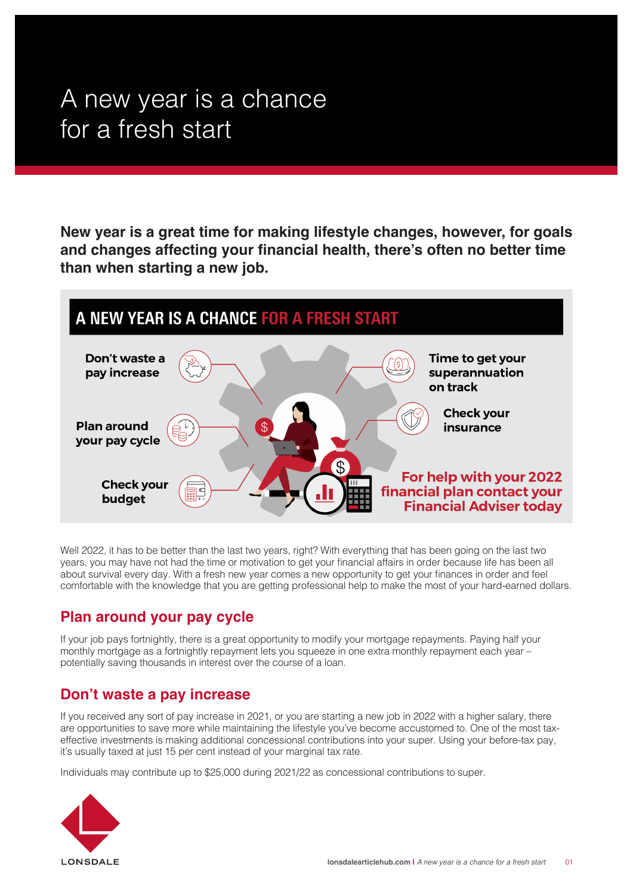# A new year is a chance for a fresh start

**New year is a great time for making lifestyle changes, however, for goals and changes affecting your financial health, there's often no better time than when starting a new job.**

## A NEW YEAR IS A CHANCE FOR A FRESH START

- Don't waste a pay increase
- Plan around your pay cycle
- Check your budget
- Time to get your superannuation on track
- Check your insurance

**For help with your 2022 financial plan contact your Financial Adviser today**

Well 2022, it has to be better than the last two years, right? With everything that has been going on the last two years, you may have not had the time or motivation to get your financial affairs in order because life has been all about survival every day. With a fresh new year comes a new opportunity to get your finances in order and feel comfortable with the knowledge that you are getting professional help to make the most of your hard-earned dollars.

## Plan around your pay cycle

If your job pays fortnightly, there is a great opportunity to modify your mortgage repayments. Paying half your monthly mortgage as a fortnightly repayment lets you squeeze in one extra monthly repayment each year – potentially saving thousands in interest over the course of a loan.

## Don't waste a pay increase

If you received any sort of pay increase in 2021, or you are starting a new job in 2022 with a higher salary, there are opportunities to save more while maintaining the lifestyle you've become accustomed to. One of the most tax-effective investments is making additional concessional contributions into your super. Using your before-tax pay, it's usually taxed at just 15 per cent instead of your marginal tax rate.

Individuals may contribute up to $25,000 during 2021/22 as concessional contributions to super.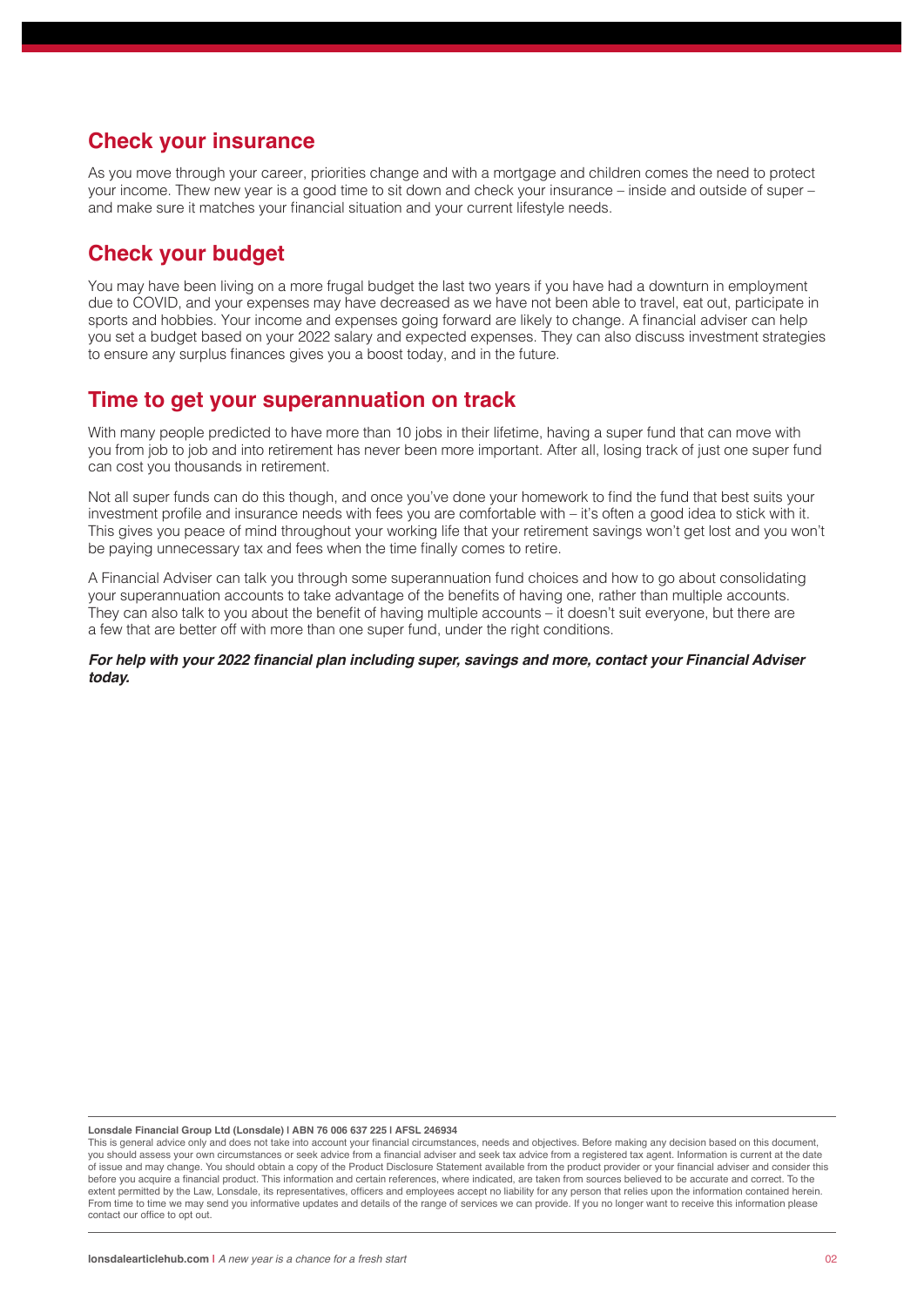## Check your insurance

As you move through your career, priorities change and with a mortgage and children comes the need to protect your income. Thew new year is a good time to sit down and check your insurance – inside and outside of super – and make sure it matches your financial situation and your current lifestyle needs.

## Check your budget

You may have been living on a more frugal budget the last two years if you have had a downturn in employment due to COVID, and your expenses may have decreased as we have not been able to travel, eat out, participate in sports and hobbies. Your income and expenses going forward are likely to change. A financial adviser can help you set a budget based on your 2022 salary and expected expenses. They can also discuss investment strategies to ensure any surplus finances gives you a boost today, and in the future.

## Time to get your superannuation on track

With many people predicted to have more than 10 jobs in their lifetime, having a super fund that can move with you from job to job and into retirement has never been more important. After all, losing track of just one super fund can cost you thousands in retirement.

Not all super funds can do this though, and once you've done your homework to find the fund that best suits your investment profile and insurance needs with fees you are comfortable with – it's often a good idea to stick with it. This gives you peace of mind throughout your working life that your retirement savings won't get lost and you won't be paying unnecessary tax and fees when the time finally comes to retire.

A Financial Adviser can talk you through some superannuation fund choices and how to go about consolidating your superannuation accounts to take advantage of the benefits of having one, rather than multiple accounts. They can also talk to you about the benefit of having multiple accounts – it doesn't suit everyone, but there are a few that are better off with more than one super fund, under the right conditions.

***For help with your 2022 financial plan including super, savings and more, contact your Financial Adviser today.***

**Lonsdale Financial Group Ltd (Lonsdale) | ABN 76 006 637 225 | AFSL 246934**

This is general advice only and does not take into account your financial circumstances, needs and objectives. Before making any decision based on this document, you should assess your own circumstances or seek advice from a financial adviser and seek tax advice from a registered tax agent. Information is current at the date of issue and may change. You should obtain a copy of the Product Disclosure Statement available from the product provider or your financial adviser and consider this before you acquire a financial product. This information and certain references, where indicated, are taken from sources believed to be accurate and correct. To the extent permitted by the Law, Lonsdale, its representatives, officers and employees accept no liability for any person that relies upon the information contained herein. From time to time we may send you informative updates and details of the range of services we can provide. If you no longer want to receive this information please contact our office to opt out.